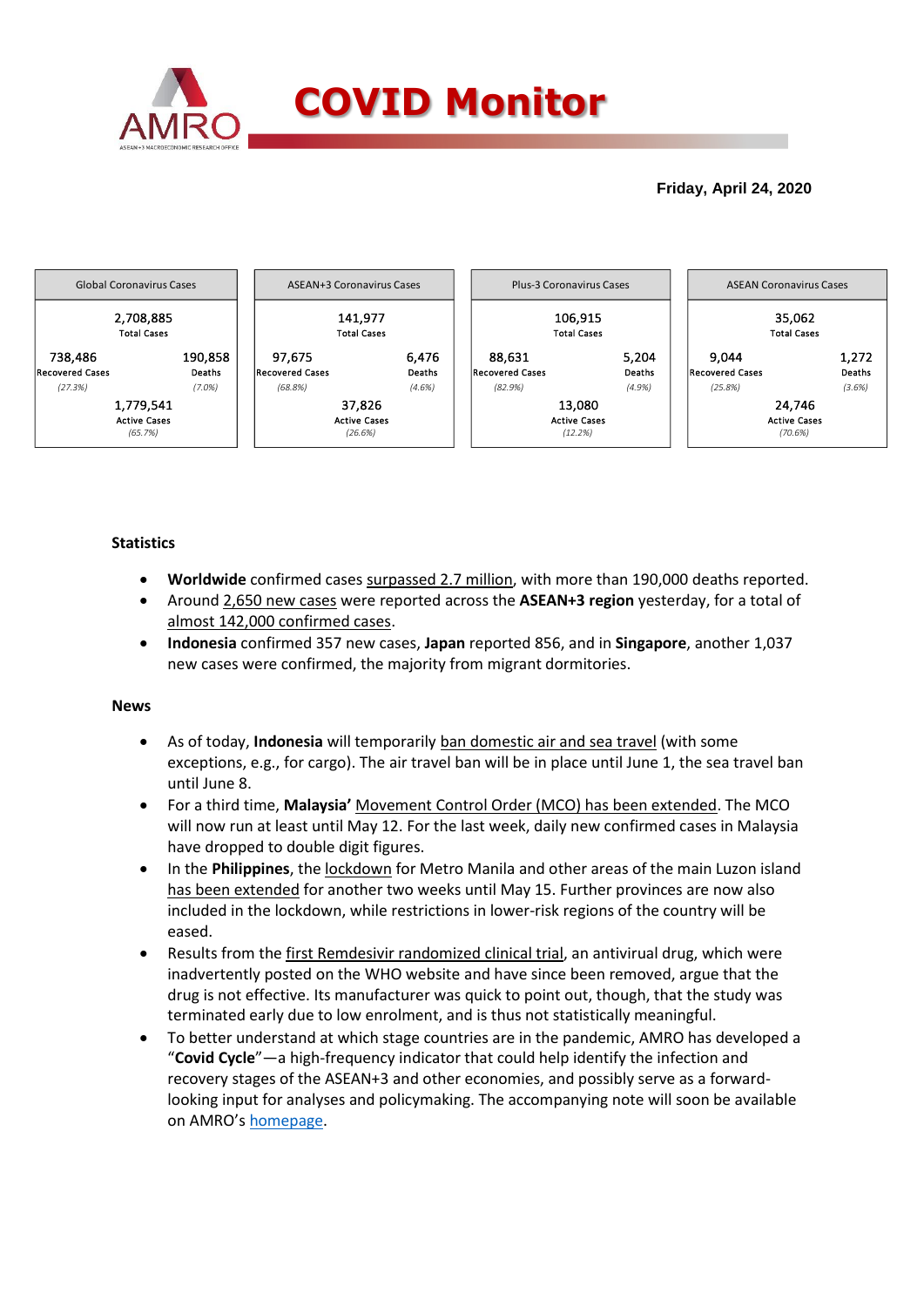# COVID Monitor

**Friday, April 24, 2020**

| Global Coronavirus Cases | ASEAN+3 Coronavirus Cases | Plus-3 Coronavirus Cases | ASEAN Coronavirus Cases |
|---|---|---|---|
| 2,708,885 Total Cases | 141,977 Total Cases | 106,915 Total Cases | 35,062 Total Cases |
| 738,486 Recovered Cases (27.3%) | 97,675 Recovered Cases (68.8%) | 88,631 Recovered Cases (82.9%) | 9,044 Recovered Cases (25.8%) |
| 190,858 Deaths (7.0%) | 6,476 Deaths (4.6%) | 5,204 Deaths (4.9%) | 1,272 Deaths (3.6%) |
| 1,779,541 Active Cases (65.7%) | 37,826 Active Cases (26.6%) | 13,080 Active Cases (12.2%) | 24,746 Active Cases (70.6%) |

### Statistics

- **Worldwide** confirmed cases surpassed 2.7 million, with more than 190,000 deaths reported.
- Around 2,650 new cases were reported across the **ASEAN+3 region** yesterday, for a total of almost 142,000 confirmed cases.
- **Indonesia** confirmed 357 new cases, **Japan** reported 856, and in **Singapore**, another 1,037 new cases were confirmed, the majority from migrant dormitories.

### News

- As of today, **Indonesia** will temporarily ban domestic air and sea travel (with some exceptions, e.g., for cargo). The air travel ban will be in place until June 1, the sea travel ban until June 8.
- For a third time, **Malaysia'** Movement Control Order (MCO) has been extended. The MCO will now run at least until May 12. For the last week, daily new confirmed cases in Malaysia have dropped to double digit figures.
- In the **Philippines**, the lockdown for Metro Manila and other areas of the main Luzon island has been extended for another two weeks until May 15. Further provinces are now also included in the lockdown, while restrictions in lower-risk regions of the country will be eased.
- Results from the first Remdesivir randomized clinical trial, an antiviral drug, which were inadvertently posted on the WHO website and have since been removed, argue that the drug is not effective. Its manufacturer was quick to point out, though, that the study was terminated early due to low enrolment, and is thus not statistically meaningful.
- To better understand at which stage countries are in the pandemic, AMRO has developed a "**Covid Cycle**"—a high-frequency indicator that could help identify the infection and recovery stages of the ASEAN+3 and other economies, and possibly serve as a forward-looking input for analyses and policymaking. The accompanying note will soon be available on AMRO's homepage.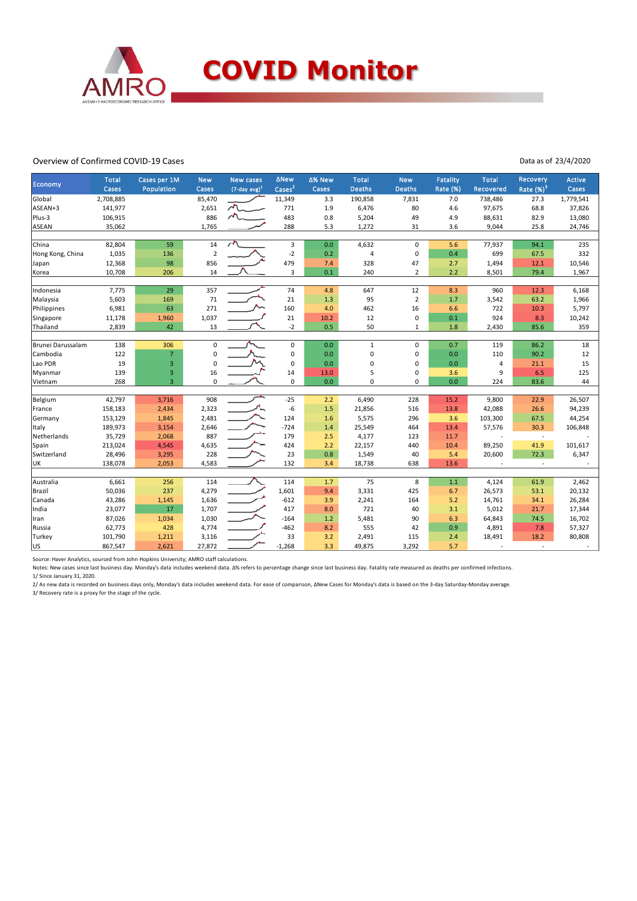# COVID Monitor

Overview of Confirmed COVID-19 Cases

Data as of 23/4/2020

| Economy | Total Cases | Cases per 1M Population | New Cases | New cases (7-day avg)[1] | ΔNew Cases[2] | Δ% New Cases | Total Deaths | New Deaths | Fatality Rate (%) | Total Recovered | Recovery Rate (%)[3] | Active Cases |
|---|---|---|---|---|---|---|---|---|---|---|---|---|
| Global | 2,708,885 | | 85,470 | | 11,349 | 3.3 | 190,858 | 7,831 | 7.0 | 738,486 | 27.3 | 1,779,541 |
| ASEAN+3 | 141,977 | | 2,651 | | 771 | 1.9 | 6,476 | 80 | 4.6 | 97,675 | 68.8 | 37,826 |
| Plus-3 | 106,915 | | 886 | | 483 | 0.8 | 5,204 | 49 | 4.9 | 88,631 | 82.9 | 13,080 |
| ASEAN | 35,062 | | 1,765 | | 288 | 5.3 | 1,272 | 31 | 3.6 | 9,044 | 25.8 | 24,746 |
| | | | | | | | | | | | | |
| China | 82,804 | 59 | 14 | | 3 | 0.0 | 4,632 | 0 | 5.6 | 77,937 | 94.1 | 235 |
| Hong Kong, China | 1,035 | 136 | 2 | | -2 | 0.2 | 4 | 0 | 0.4 | 699 | 67.5 | 332 |
| Japan | 12,368 | 98 | 856 | | 479 | 7.4 | 328 | 47 | 2.7 | 1,494 | 12.1 | 10,546 |
| Korea | 10,708 | 206 | 14 | | 3 | 0.1 | 240 | 2 | 2.2 | 8,501 | 79.4 | 1,967 |
| | | | | | | | | | | | | |
| Indonesia | 7,775 | 29 | 357 | | 74 | 4.8 | 647 | 12 | 8.3 | 960 | 12.3 | 6,168 |
| Malaysia | 5,603 | 169 | 71 | | 21 | 1.3 | 95 | 2 | 1.7 | 3,542 | 63.2 | 1,966 |
| Philippines | 6,981 | 63 | 271 | | 160 | 4.0 | 462 | 16 | 6.6 | 722 | 10.3 | 5,797 |
| Singapore | 11,178 | 1,960 | 1,037 | | 21 | 10.2 | 12 | 0 | 0.1 | 924 | 8.3 | 10,242 |
| Thailand | 2,839 | 42 | 13 | | -2 | 0.5 | 50 | 1 | 1.8 | 2,430 | 85.6 | 359 |
| | | | | | | | | | | | | |
| Brunei Darussalam | 138 | 306 | 0 | | 0 | 0.0 | 1 | 0 | 0.7 | 119 | 86.2 | 18 |
| Cambodia | 122 | 7 | 0 | | 0 | 0.0 | 0 | 0 | 0.0 | 110 | 90.2 | 12 |
| Lao PDR | 19 | 3 | 0 | | 0 | 0.0 | 0 | 0 | 0.0 | 4 | 21.1 | 15 |
| Myanmar | 139 | 3 | 16 | | 14 | 13.0 | 5 | 0 | 3.6 | 9 | 6.5 | 125 |
| Vietnam | 268 | 3 | 0 | | 0 | 0.0 | 0 | 0 | 0.0 | 224 | 83.6 | 44 |
| | | | | | | | | | | | | |
| Belgium | 42,797 | 3,716 | 908 | | -25 | 2.2 | 6,490 | 228 | 15.2 | 9,800 | 22.9 | 26,507 |
| France | 158,183 | 2,434 | 2,323 | | -6 | 1.5 | 21,856 | 516 | 13.8 | 42,088 | 26.6 | 94,239 |
| Germany | 153,129 | 1,845 | 2,481 | | 124 | 1.6 | 5,575 | 296 | 3.6 | 103,300 | 67.5 | 44,254 |
| Italy | 189,973 | 3,154 | 2,646 | | -724 | 1.4 | 25,549 | 464 | 13.4 | 57,576 | 30.3 | 106,848 |
| Netherlands | 35,729 | 2,068 | 887 | | 179 | 2.5 | 4,177 | 123 | 11.7 | - | - | - |
| Spain | 213,024 | 4,545 | 4,635 | | 424 | 2.2 | 22,157 | 440 | 10.4 | 89,250 | 41.9 | 101,617 |
| Switzerland | 28,496 | 3,295 | 228 | | 23 | 0.8 | 1,549 | 40 | 5.4 | 20,600 | 72.3 | 6,347 |
| UK | 138,078 | 2,053 | 4,583 | | 132 | 3.4 | 18,738 | 638 | 13.6 | - | - | - |
| | | | | | | | | | | | | |
| Australia | 6,661 | 256 | 114 | | 114 | 1.7 | 75 | 8 | 1.1 | 4,124 | 61.9 | 2,462 |
| Brazil | 50,036 | 237 | 4,279 | | 1,601 | 9.4 | 3,331 | 425 | 6.7 | 26,573 | 53.1 | 20,132 |
| Canada | 43,286 | 1,145 | 1,636 | | -612 | 3.9 | 2,241 | 164 | 5.2 | 14,761 | 34.1 | 26,284 |
| India | 23,077 | 17 | 1,707 | | 417 | 8.0 | 721 | 40 | 3.1 | 5,012 | 21.7 | 17,344 |
| Iran | 87,026 | 1,034 | 1,030 | | -164 | 1.2 | 5,481 | 90 | 6.3 | 64,843 | 74.5 | 16,702 |
| Russia | 62,773 | 428 | 4,774 | | -462 | 8.2 | 555 | 42 | 0.9 | 4,891 | 7.8 | 57,327 |
| Turkey | 101,790 | 1,211 | 3,116 | | 33 | 3.2 | 2,491 | 115 | 2.4 | 18,491 | 18.2 | 80,808 |
| US | 867,547 | 2,621 | 27,872 | | -1,268 | 3.3 | 49,875 | 3,292 | 5.7 | - | - | - |

Source: Haver Analytics, sourced from John Hopkins University; AMRO staff calculations.

Notes: New cases since last business day. Monday's data includes weekend data. Δ% refers to percentage change since last business day. Fatality rate measured as deaths per confirmed infections.

1/ Since January 31, 2020.

2/ As new data is recorded on business days only, Monday's data includes weekend data. For ease of comparison, ΔNew Cases for Monday's data is based on the 3-day Saturday-Monday average.

3/ Recovery rate is a proxy for the stage of the cycle.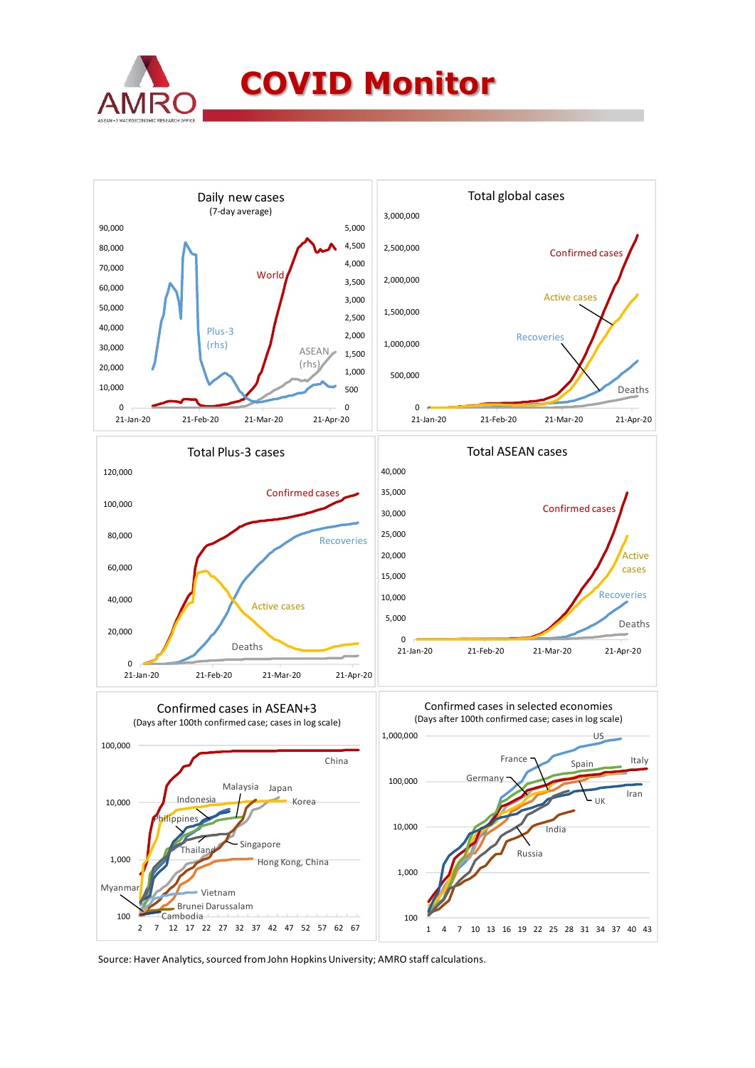# COVID Monitor

AMRO
ASEAN+3 MACROECONOMIC RESEARCH OFFICE

## Daily new cases
(7-day average)

90,000
80,000
70,000
60,000
50,000
40,000
30,000
20,000
10,000
0

5,000
4,500
4,000
3,500
3,000
2,500
2,000
1,500
1,000
500
0

21-Jan-20 21-Feb-20 21-Mar-20 21-Apr-20

World
Plus-3 (rhs)
ASEAN (rhs)

## Total global cases

3,000,000
2,500,000
2,000,000
1,500,000
1,000,000
500,000
0

21-Jan-20 21-Feb-20 21-Mar-20 21-Apr-20

Confirmed cases
Active cases
Recoveries
Deaths

## Total Plus-3 cases

120,000
100,000
80,000
60,000
40,000
20,000
0

21-Jan-20 21-Feb-20 21-Mar-20 21-Apr-20

Confirmed cases
Recoveries
Active cases
Deaths

## Total ASEAN cases

40,000
35,000
30,000
25,000
20,000
15,000
10,000
5,000
0

21-Jan-20 21-Feb-20 21-Mar-20 21-Apr-20

Confirmed cases
Active cases
Recoveries
Deaths

## Confirmed cases in ASEAN+3
(Days after 100th confirmed case; cases in log scale)

100,000
10,000
1,000
100

2 7 12 17 22 27 32 37 42 47 52 57 62 67

China
Malaysia
Japan
Indonesia
Korea
Philippines
Singapore
Thailand
Hong Kong, China
Myanmar
Vietnam
Brunei Darussalam
Cambodia

## Confirmed cases in selected economies
(Days after 100th confirmed case; cases in log scale)

1,000,000
100,000
10,000
1,000
100

1 4 7 10 13 16 19 22 25 28 31 34 37 40 43

US
France
Italy
Spain
Germany
Iran
UK
India
Russia

Source: Haver Analytics, sourced from John Hopkins University; AMRO staff calculations.